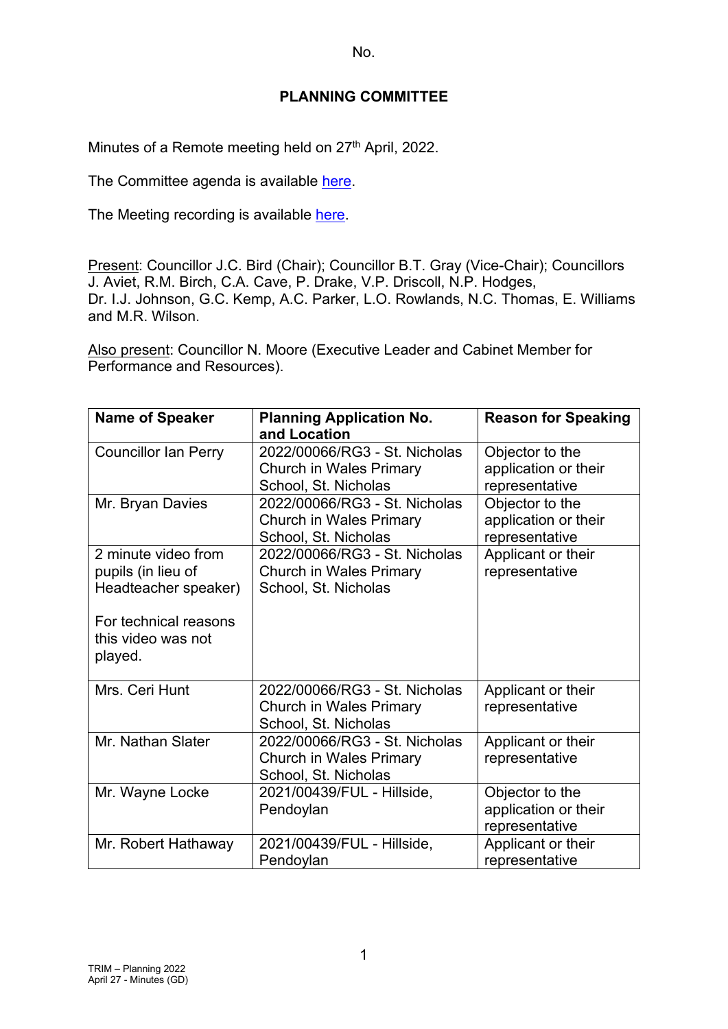No.

# PLANNING COMMITTEE

Minutes of a Remote meeting held on 27th April, 2022.

The Committee agenda is available here.

The Meeting recording is available here.

Present: Councillor J.C. Bird (Chair); Councillor B.T. Gray (Vice-Chair); Councillors J. Aviet, R.M. Birch, C.A. Cave, P. Drake, V.P. Driscoll, N.P. Hodges, Dr. I.J. Johnson, G.C. Kemp, A.C. Parker, L.O. Rowlands, N.C. Thomas, E. Williams and M.R. Wilson.

Also present: Councillor N. Moore (Executive Leader and Cabinet Member for Performance and Resources).

| Name of Speaker | Planning Application No. and Location | Reason for Speaking |
| --- | --- | --- |
| Councillor Ian Perry | 2022/00066/RG3 - St. Nicholas Church in Wales Primary School, St. Nicholas | Objector to the application or their representative |
| Mr. Bryan Davies | 2022/00066/RG3 - St. Nicholas Church in Wales Primary School, St. Nicholas | Objector to the application or their representative |
| 2 minute video from pupils (in lieu of Headteacher speaker)<br><br>For technical reasons this video was not played. | 2022/00066/RG3 - St. Nicholas Church in Wales Primary School, St. Nicholas | Applicant or their representative |
| Mrs. Ceri Hunt | 2022/00066/RG3 - St. Nicholas Church in Wales Primary School, St. Nicholas | Applicant or their representative |
| Mr. Nathan Slater | 2022/00066/RG3 - St. Nicholas Church in Wales Primary School, St. Nicholas | Applicant or their representative |
| Mr. Wayne Locke | 2021/00439/FUL - Hillside, Pendoylan | Objector to the application or their representative |
| Mr. Robert Hathaway | 2021/00439/FUL - Hillside, Pendoylan | Applicant or their representative |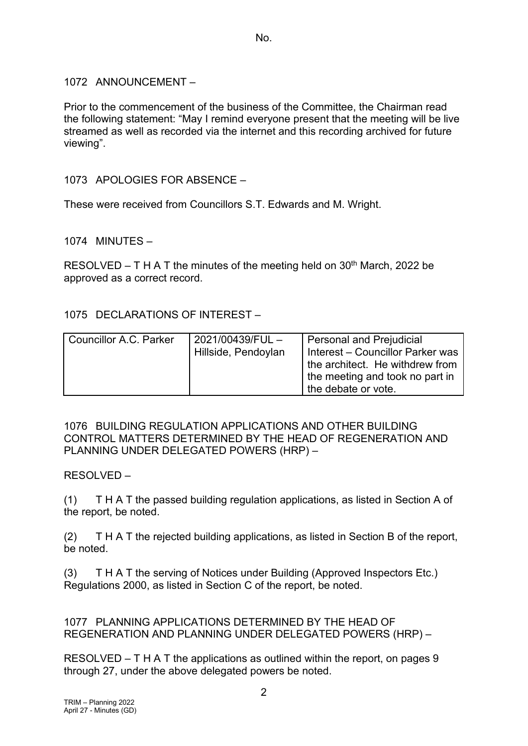No.

## 1072 ANNOUNCEMENT –

Prior to the commencement of the business of the Committee, the Chairman read the following statement: "May I remind everyone present that the meeting will be live streamed as well as recorded via the internet and this recording archived for future viewing".

## 1073 APOLOGIES FOR ABSENCE –

These were received from Councillors S.T. Edwards and M. Wright.

## 1074 MINUTES –

RESOLVED – T H A T the minutes of the meeting held on 30th March, 2022 be approved as a correct record.

## 1075 DECLARATIONS OF INTEREST –

| Councillor A.C. Parker | 2021/00439/FUL – Hillside, Pendoylan | Personal and Prejudicial Interest – Councillor Parker was the architect. He withdrew from the meeting and took no part in the debate or vote. |
|---|---|---|

## 1076 BUILDING REGULATION APPLICATIONS AND OTHER BUILDING CONTROL MATTERS DETERMINED BY THE HEAD OF REGENERATION AND PLANNING UNDER DELEGATED POWERS (HRP) –

RESOLVED –

(1) T H A T the passed building regulation applications, as listed in Section A of the report, be noted.

(2) T H A T the rejected building applications, as listed in Section B of the report, be noted.

(3) T H A T the serving of Notices under Building (Approved Inspectors Etc.) Regulations 2000, as listed in Section C of the report, be noted.

## 1077 PLANNING APPLICATIONS DETERMINED BY THE HEAD OF REGENERATION AND PLANNING UNDER DELEGATED POWERS (HRP) –

RESOLVED – T H A T the applications as outlined within the report, on pages 9 through 27, under the above delegated powers be noted.

TRIM – Planning 2022
April 27 - Minutes (GD)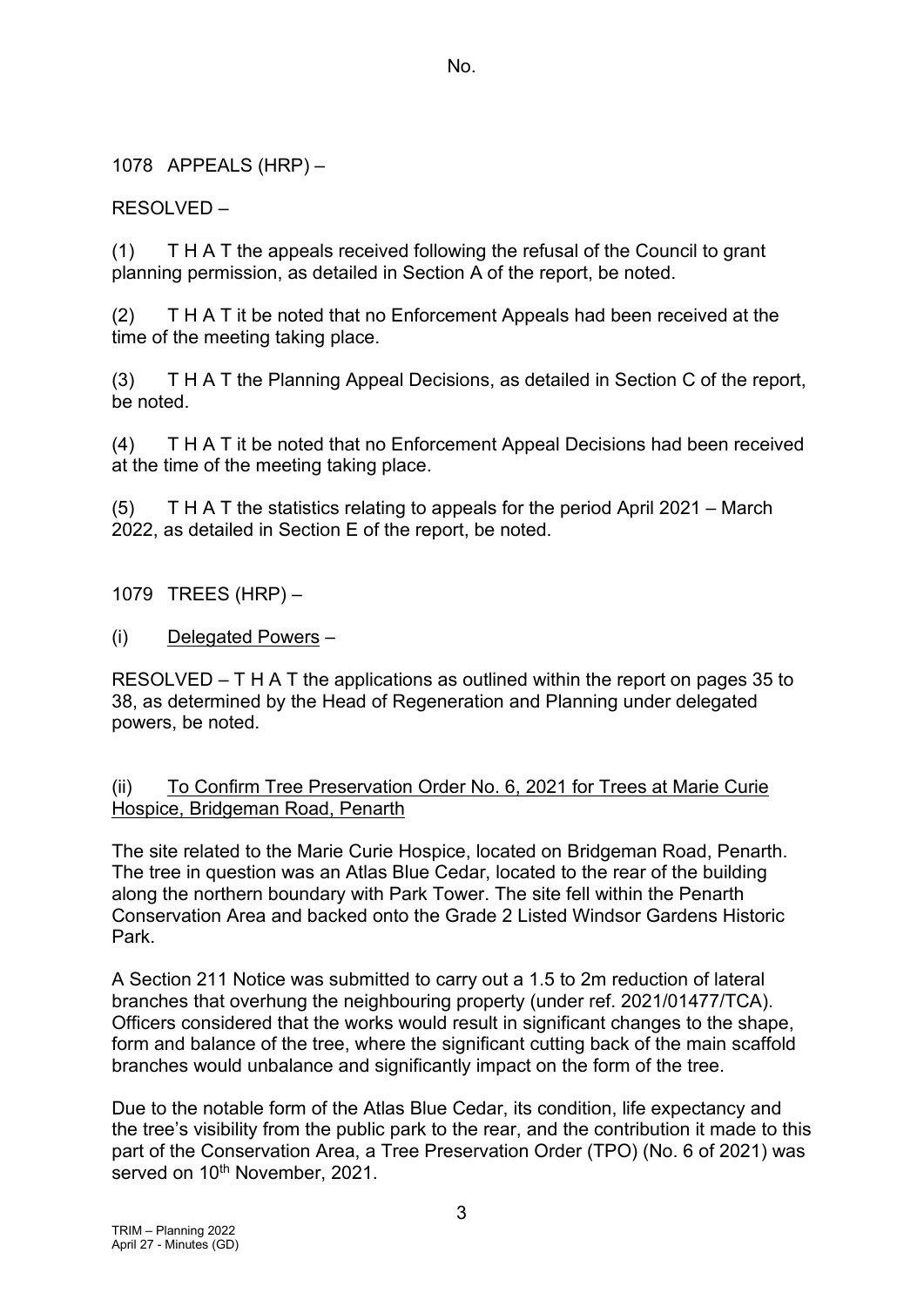1078 APPEALS (HRP) –

RESOLVED –

(1) T H A T the appeals received following the refusal of the Council to grant planning permission, as detailed in Section A of the report, be noted.

(2) T H A T it be noted that no Enforcement Appeals had been received at the time of the meeting taking place.

(3) T H A T the Planning Appeal Decisions, as detailed in Section C of the report, be noted.

(4) T H A T it be noted that no Enforcement Appeal Decisions had been received at the time of the meeting taking place.

(5) T H A T the statistics relating to appeals for the period April 2021 – March 2022, as detailed in Section E of the report, be noted.

1079 TREES (HRP) –

(i) Delegated Powers –

RESOLVED – T H A T the applications as outlined within the report on pages 35 to 38, as determined by the Head of Regeneration and Planning under delegated powers, be noted.

(ii) To Confirm Tree Preservation Order No. 6, 2021 for Trees at Marie Curie Hospice, Bridgeman Road, Penarth

The site related to the Marie Curie Hospice, located on Bridgeman Road, Penarth. The tree in question was an Atlas Blue Cedar, located to the rear of the building along the northern boundary with Park Tower. The site fell within the Penarth Conservation Area and backed onto the Grade 2 Listed Windsor Gardens Historic Park.

A Section 211 Notice was submitted to carry out a 1.5 to 2m reduction of lateral branches that overhung the neighbouring property (under ref. 2021/01477/TCA). Officers considered that the works would result in significant changes to the shape, form and balance of the tree, where the significant cutting back of the main scaffold branches would unbalance and significantly impact on the form of the tree.

Due to the notable form of the Atlas Blue Cedar, its condition, life expectancy and the tree's visibility from the public park to the rear, and the contribution it made to this part of the Conservation Area, a Tree Preservation Order (TPO) (No. 6 of 2021) was served on 10th November, 2021.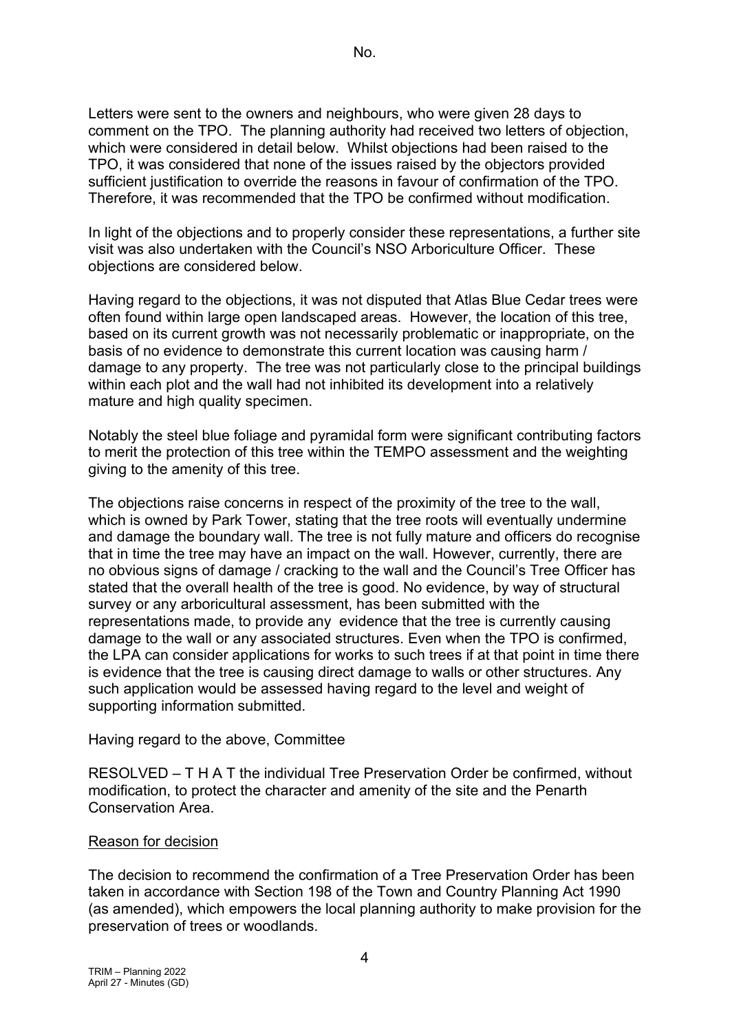Letters were sent to the owners and neighbours, who were given 28 days to comment on the TPO. The planning authority had received two letters of objection, which were considered in detail below. Whilst objections had been raised to the TPO, it was considered that none of the issues raised by the objectors provided sufficient justification to override the reasons in favour of confirmation of the TPO. Therefore, it was recommended that the TPO be confirmed without modification.

In light of the objections and to properly consider these representations, a further site visit was also undertaken with the Council's NSO Arboriculture Officer. These objections are considered below.

Having regard to the objections, it was not disputed that Atlas Blue Cedar trees were often found within large open landscaped areas. However, the location of this tree, based on its current growth was not necessarily problematic or inappropriate, on the basis of no evidence to demonstrate this current location was causing harm / damage to any property. The tree was not particularly close to the principal buildings within each plot and the wall had not inhibited its development into a relatively mature and high quality specimen.

Notably the steel blue foliage and pyramidal form were significant contributing factors to merit the protection of this tree within the TEMPO assessment and the weighting giving to the amenity of this tree.

The objections raise concerns in respect of the proximity of the tree to the wall, which is owned by Park Tower, stating that the tree roots will eventually undermine and damage the boundary wall. The tree is not fully mature and officers do recognise that in time the tree may have an impact on the wall. However, currently, there are no obvious signs of damage / cracking to the wall and the Council's Tree Officer has stated that the overall health of the tree is good. No evidence, by way of structural survey or any arboricultural assessment, has been submitted with the representations made, to provide any evidence that the tree is currently causing damage to the wall or any associated structures. Even when the TPO is confirmed, the LPA can consider applications for works to such trees if at that point in time there is evidence that the tree is causing direct damage to walls or other structures. Any such application would be assessed having regard to the level and weight of supporting information submitted.

Having regard to the above, Committee

RESOLVED – T H A T the individual Tree Preservation Order be confirmed, without modification, to protect the character and amenity of the site and the Penarth Conservation Area.

Reason for decision

The decision to recommend the confirmation of a Tree Preservation Order has been taken in accordance with Section 198 of the Town and Country Planning Act 1990 (as amended), which empowers the local planning authority to make provision for the preservation of trees or woodlands.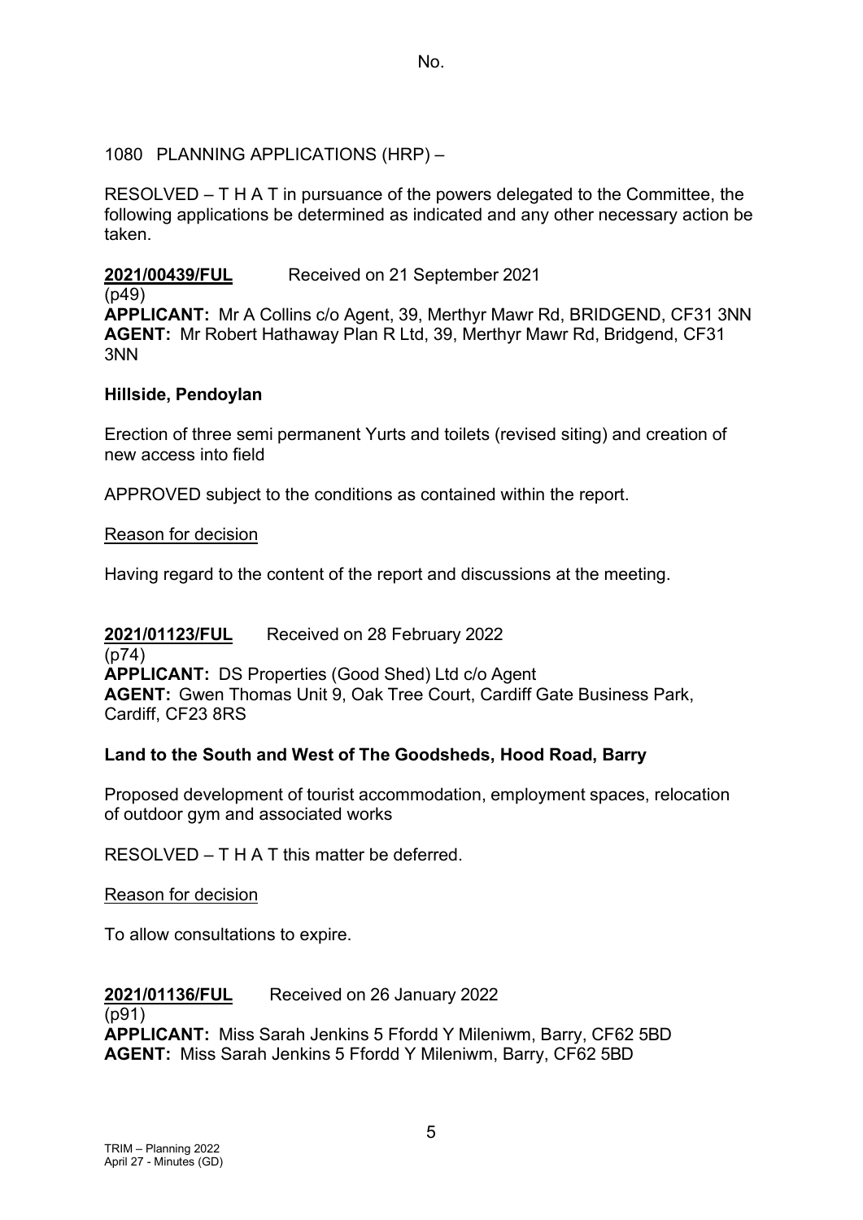No.

1080 PLANNING APPLICATIONS (HRP) –

RESOLVED – T H A T in pursuance of the powers delegated to the Committee, the following applications be determined as indicated and any other necessary action be taken.

**2021/00439/FUL** Received on 21 September 2021
(p49)
**APPLICANT:** Mr A Collins c/o Agent, 39, Merthyr Mawr Rd, BRIDGEND, CF31 3NN
**AGENT:** Mr Robert Hathaway Plan R Ltd, 39, Merthyr Mawr Rd, Bridgend, CF31 3NN

**Hillside, Pendoylan**

Erection of three semi permanent Yurts and toilets (revised siting) and creation of new access into field

APPROVED subject to the conditions as contained within the report.

Reason for decision

Having regard to the content of the report and discussions at the meeting.

**2021/01123/FUL** Received on 28 February 2022
(p74)
**APPLICANT:** DS Properties (Good Shed) Ltd c/o Agent
**AGENT:** Gwen Thomas Unit 9, Oak Tree Court, Cardiff Gate Business Park, Cardiff, CF23 8RS

**Land to the South and West of The Goodsheds, Hood Road, Barry**

Proposed development of tourist accommodation, employment spaces, relocation of outdoor gym and associated works

RESOLVED – T H A T this matter be deferred.

Reason for decision

To allow consultations to expire.

**2021/01136/FUL** Received on 26 January 2022
(p91)
**APPLICANT:** Miss Sarah Jenkins 5 Ffordd Y Mileniwm, Barry, CF62 5BD
**AGENT:** Miss Sarah Jenkins 5 Ffordd Y Mileniwm, Barry, CF62 5BD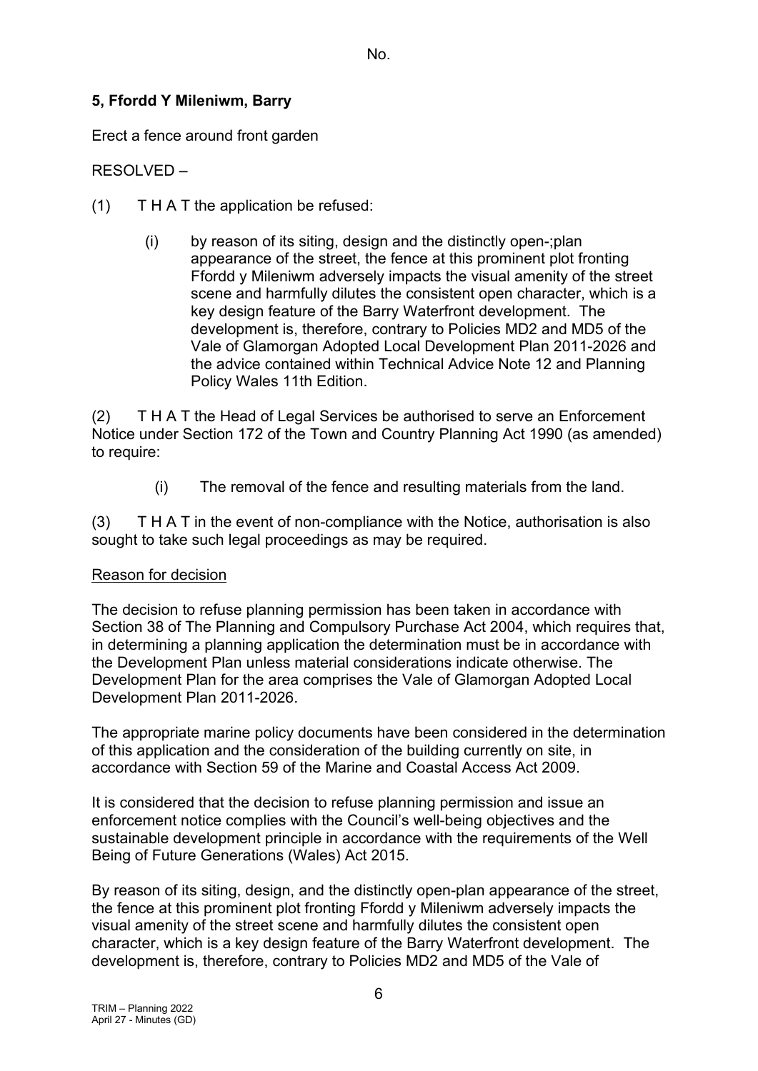No.

**5, Ffordd Y Mileniwm, Barry**

Erect a fence around front garden

RESOLVED –

(1) T H A T the application be refused:

(i) by reason of its siting, design and the distinctly open-;plan appearance of the street, the fence at this prominent plot fronting Ffordd y Mileniwm adversely impacts the visual amenity of the street scene and harmfully dilutes the consistent open character, which is a key design feature of the Barry Waterfront development. The development is, therefore, contrary to Policies MD2 and MD5 of the Vale of Glamorgan Adopted Local Development Plan 2011-2026 and the advice contained within Technical Advice Note 12 and Planning Policy Wales 11th Edition.

(2) T H A T the Head of Legal Services be authorised to serve an Enforcement Notice under Section 172 of the Town and Country Planning Act 1990 (as amended) to require:

(i) The removal of the fence and resulting materials from the land.

(3) T H A T in the event of non-compliance with the Notice, authorisation is also sought to take such legal proceedings as may be required.

Reason for decision

The decision to refuse planning permission has been taken in accordance with Section 38 of The Planning and Compulsory Purchase Act 2004, which requires that, in determining a planning application the determination must be in accordance with the Development Plan unless material considerations indicate otherwise. The Development Plan for the area comprises the Vale of Glamorgan Adopted Local Development Plan 2011-2026.

The appropriate marine policy documents have been considered in the determination of this application and the consideration of the building currently on site, in accordance with Section 59 of the Marine and Coastal Access Act 2009.

It is considered that the decision to refuse planning permission and issue an enforcement notice complies with the Council's well-being objectives and the sustainable development principle in accordance with the requirements of the Well Being of Future Generations (Wales) Act 2015.

By reason of its siting, design, and the distinctly open-plan appearance of the street, the fence at this prominent plot fronting Ffordd y Mileniwm adversely impacts the visual amenity of the street scene and harmfully dilutes the consistent open character, which is a key design feature of the Barry Waterfront development. The development is, therefore, contrary to Policies MD2 and MD5 of the Vale of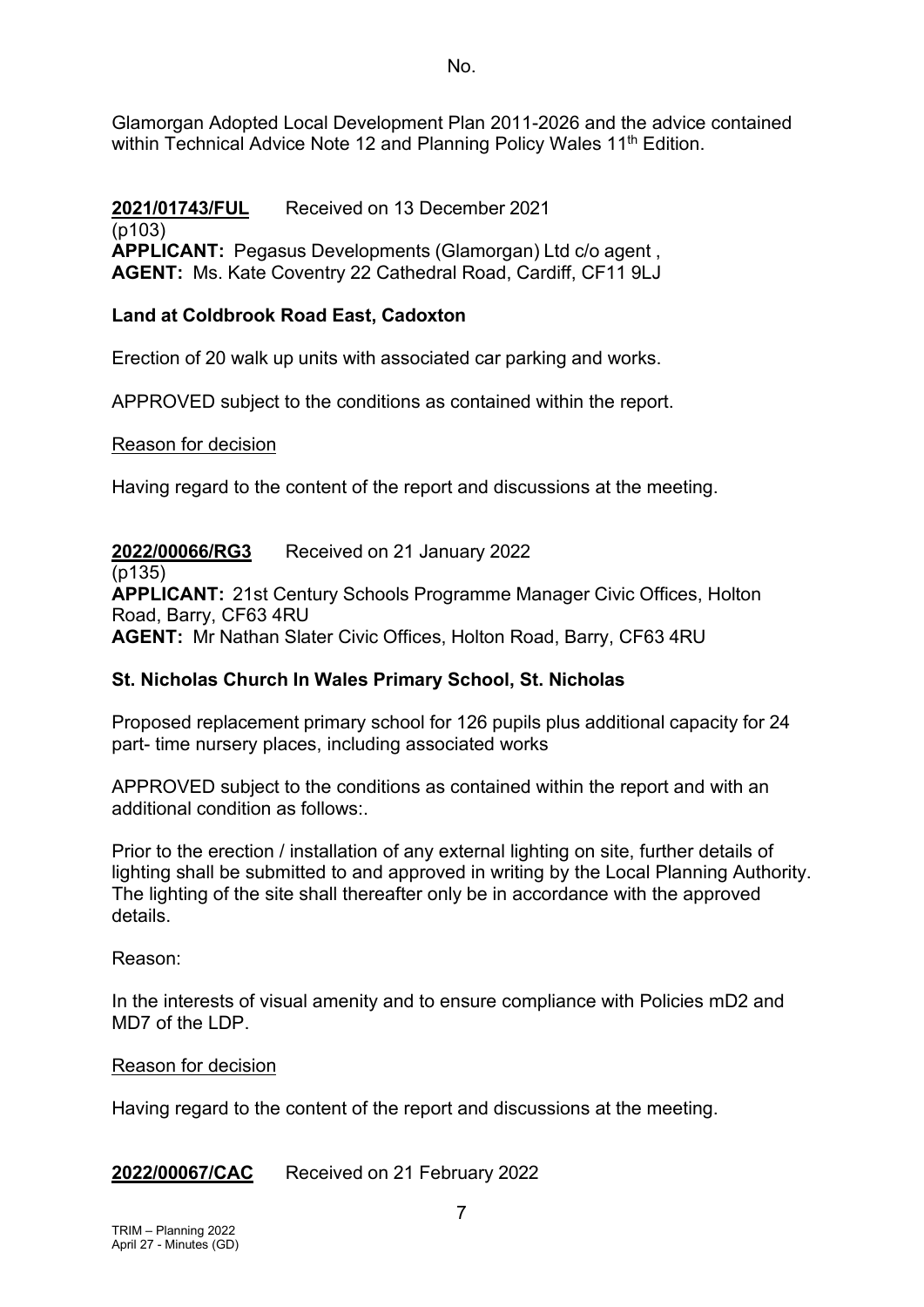Glamorgan Adopted Local Development Plan 2011-2026 and the advice contained within Technical Advice Note 12 and Planning Policy Wales 11th Edition.

**2021/01743/FUL** Received on 13 December 2021
(p103)
**APPLICANT:** Pegasus Developments (Glamorgan) Ltd c/o agent ,
**AGENT:** Ms. Kate Coventry 22 Cathedral Road, Cardiff, CF11 9LJ

**Land at Coldbrook Road East, Cadoxton**

Erection of 20 walk up units with associated car parking and works.

APPROVED subject to the conditions as contained within the report.

Reason for decision

Having regard to the content of the report and discussions at the meeting.

**2022/00066/RG3** Received on 21 January 2022
(p135)
**APPLICANT:** 21st Century Schools Programme Manager Civic Offices, Holton Road, Barry, CF63 4RU
**AGENT:** Mr Nathan Slater Civic Offices, Holton Road, Barry, CF63 4RU

**St. Nicholas Church In Wales Primary School, St. Nicholas**

Proposed replacement primary school for 126 pupils plus additional capacity for 24 part- time nursery places, including associated works

APPROVED subject to the conditions as contained within the report and with an additional condition as follows:.

Prior to the erection / installation of any external lighting on site, further details of lighting shall be submitted to and approved in writing by the Local Planning Authority. The lighting of the site shall thereafter only be in accordance with the approved details.

Reason:

In the interests of visual amenity and to ensure compliance with Policies mD2 and MD7 of the LDP.

Reason for decision

Having regard to the content of the report and discussions at the meeting.

**2022/00067/CAC** Received on 21 February 2022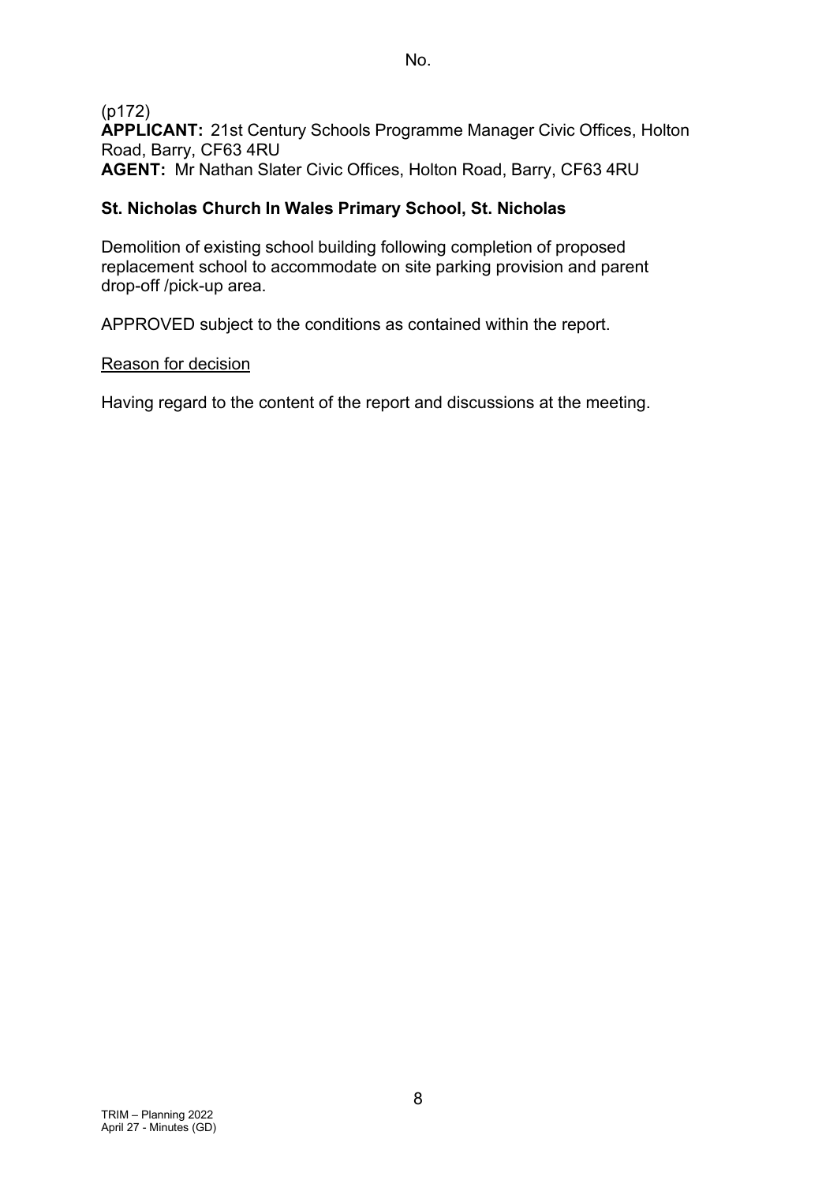No.

(p172)
**APPLICANT:** 21st Century Schools Programme Manager Civic Offices, Holton Road, Barry, CF63 4RU
**AGENT:** Mr Nathan Slater Civic Offices, Holton Road, Barry, CF63 4RU

**St. Nicholas Church In Wales Primary School, St. Nicholas**

Demolition of existing school building following completion of proposed replacement school to accommodate on site parking provision and parent drop-off /pick-up area.

APPROVED subject to the conditions as contained within the report.

Reason for decision

Having regard to the content of the report and discussions at the meeting.